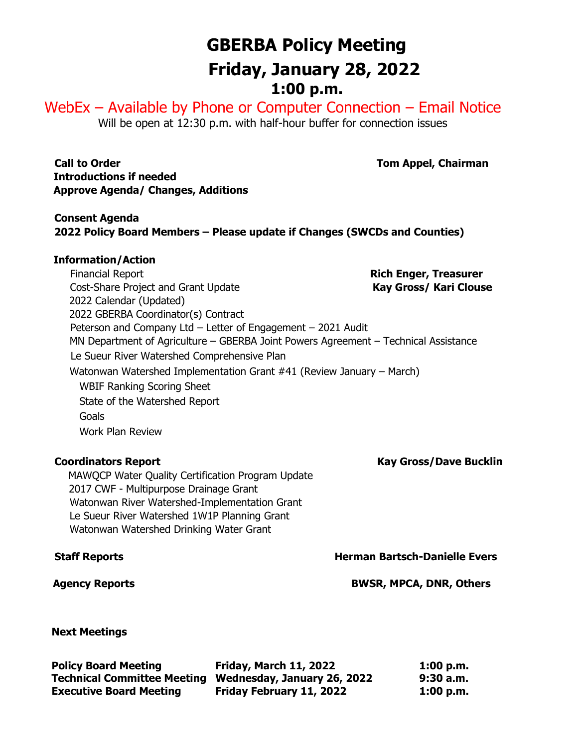# GBERBA Policy Meeting

# Friday, January 28, 2022

## 1:00 p.m.

WebEx – Available by Phone or Computer Connection – Email Notice

Will be open at 12:30 p.m. with half-hour buffer for connection issues

**Call to Order** — **Tom Appel, Chairman**

**Introductions if needed**

**Approve Agenda/ Changes, Additions**

**Consent Agenda**

**2022 Policy Board Members – Please update if Changes (SWCDs and Counties)**

**Information/Action**

- Financial Report — **Rich Enger, Treasurer**
- Cost-Share Project and Grant Update — **Kay Gross/ Kari Clouse**
- 2022 Calendar (Updated)
- 2022 GBERBA Coordinator(s) Contract
- Peterson and Company Ltd – Letter of Engagement – 2021 Audit
- MN Department of Agriculture – GBERBA Joint Powers Agreement – Technical Assistance
- Le Sueur River Watershed Comprehensive Plan
- Watonwan Watershed Implementation Grant #41 (Review January – March)
  - WBIF Ranking Scoring Sheet
  - State of the Watershed Report
  - Goals
  - Work Plan Review

**Coordinators Report** — **Kay Gross/Dave Bucklin**

- MAWQCP Water Quality Certification Program Update
- 2017 CWF - Multipurpose Drainage Grant
- Watonwan River Watershed-Implementation Grant
- Le Sueur River Watershed 1W1P Planning Grant
- Watonwan Watershed Drinking Water Grant

**Staff Reports** — **Herman Bartsch-Danielle Evers**

**Agency Reports** — **BWSR, MPCA, DNR, Others**

**Next Meetings**

| | | |
|---|---|---|
| **Policy Board Meeting** | **Friday, March 11, 2022** | **1:00 p.m.** |
| **Technical Committee Meeting** | **Wednesday, January 26, 2022** | **9:30 a.m.** |
| **Executive Board Meeting** | **Friday February 11, 2022** | **1:00 p.m.** |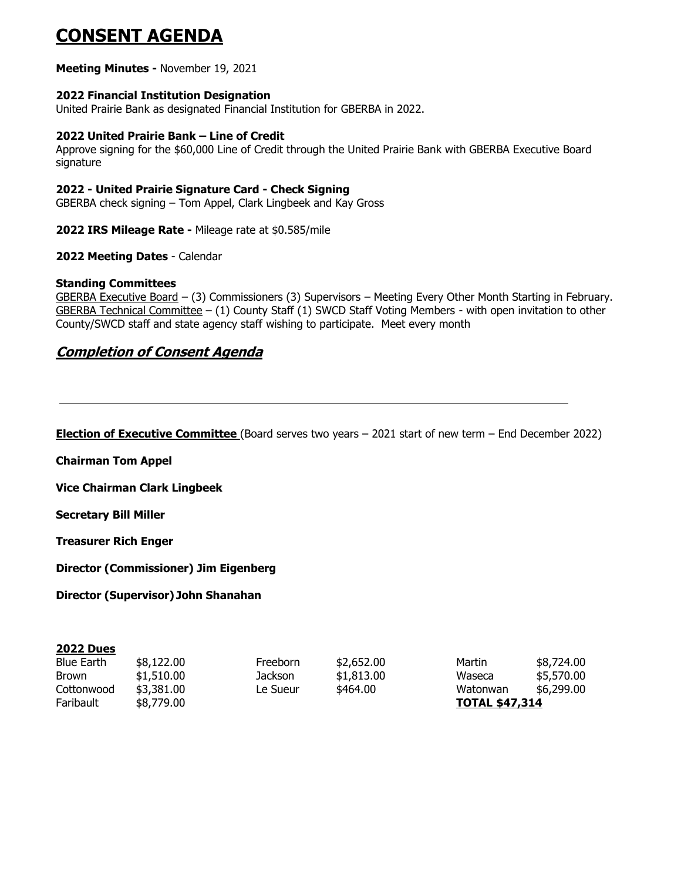# CONSENT AGENDA

**Meeting Minutes -** November 19, 2021

**2022 Financial Institution Designation**
United Prairie Bank as designated Financial Institution for GBERBA in 2022.

**2022 United Prairie Bank – Line of Credit**
Approve signing for the $60,000 Line of Credit through the United Prairie Bank with GBERBA Executive Board signature

**2022 - United Prairie Signature Card - Check Signing**
GBERBA check signing – Tom Appel, Clark Lingbeek and Kay Gross

**2022 IRS Mileage Rate -** Mileage rate at $0.585/mile

**2022 Meeting Dates** - Calendar

**Standing Committees**
GBERBA Executive Board – (3) Commissioners (3) Supervisors – Meeting Every Other Month Starting in February.
GBERBA Technical Committee – (1) County Staff (1) SWCD Staff Voting Members - with open invitation to other County/SWCD staff and state agency staff wishing to participate. Meet every month

## ***Completion of Consent Agenda***

---

**Election of Executive Committee** (Board serves two years – 2021 start of new term – End December 2022)

**Chairman Tom Appel**

**Vice Chairman Clark Lingbeek**

**Secretary Bill Miller**

**Treasurer Rich Enger**

**Director (Commissioner) Jim Eigenberg**

**Director (Supervisor) John Shanahan**

**2022 Dues**

| | | | | | |
|---|---|---|---|---|---|
| Blue Earth | $8,122.00 | Freeborn | $2,652.00 | Martin | $8,724.00 |
| Brown | $1,510.00 | Jackson | $1,813.00 | Waseca | $5,570.00 |
| Cottonwood | $3,381.00 | Le Sueur | $464.00 | Watonwan | $6,299.00 |
| Faribault | $8,779.00 | | | **TOTAL $47,314** | |